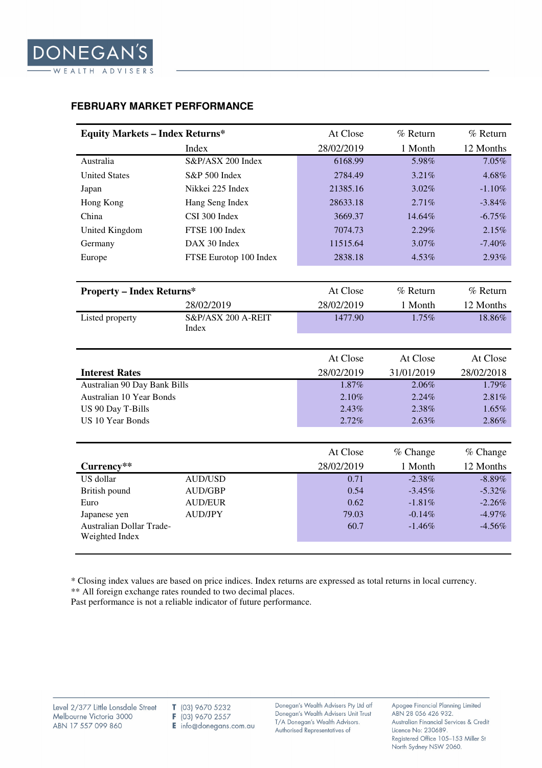# FEBRUARY MARKET PERFORMANCE

| Equity Markets – Index Returns* | Index | At Close 28/02/2019 | % Return 1 Month | % Return 12 Months |
|---|---|---|---|---|
| Australia | S&P/ASX 200 Index | 6168.99 | 5.98% | 7.05% |
| United States | S&P 500 Index | 2784.49 | 3.21% | 4.68% |
| Japan | Nikkei 225 Index | 21385.16 | 3.02% | -1.10% |
| Hong Kong | Hang Seng Index | 28633.18 | 2.71% | -3.84% |
| China | CSI 300 Index | 3669.37 | 14.64% | -6.75% |
| United Kingdom | FTSE 100 Index | 7074.73 | 2.29% | 2.15% |
| Germany | DAX 30 Index | 11515.64 | 3.07% | -7.40% |
| Europe | FTSE Eurotop 100 Index | 2838.18 | 4.53% | 2.93% |

| Property – Index Returns* | 28/02/2019 | At Close 28/02/2019 | % Return 1 Month | % Return 12 Months |
|---|---|---|---|---|
| Listed property | S&P/ASX 200 A-REIT Index | 1477.90 | 1.75% | 18.86% |

| Interest Rates | At Close 28/02/2019 | At Close 31/01/2019 | At Close 28/02/2018 |
|---|---|---|---|
| Australian 90 Day Bank Bills | 1.87% | 2.06% | 1.79% |
| Australian 10 Year Bonds | 2.10% | 2.24% | 2.81% |
| US 90 Day T-Bills | 2.43% | 2.38% | 1.65% |
| US 10 Year Bonds | 2.72% | 2.63% | 2.86% |

| Currency** | | At Close 28/02/2019 | % Change 1 Month | % Change 12 Months |
|---|---|---|---|---|
| US dollar | AUD/USD | 0.71 | -2.38% | -8.89% |
| British pound | AUD/GBP | 0.54 | -3.45% | -5.32% |
| Euro | AUD/EUR | 0.62 | -1.81% | -2.26% |
| Japanese yen | AUD/JPY | 79.03 | -0.14% | -4.97% |
| Australian Dollar Trade-Weighted Index | | 60.7 | -1.46% | -4.56% |

* Closing index values are based on price indices. Index returns are expressed as total returns in local currency.
** All foreign exchange rates rounded to two decimal places.
Past performance is not a reliable indicator of future performance.

Level 2/377 Little Lonsdale Street
Melbourne Victoria 3000
ABN 17 557 099 860

T (03) 9670 5232
F (03) 9670 2557
E info@donegans.com.au

Donegan's Wealth Advisers Pty Ltd atf Donegan's Wealth Advisers Unit Trust T/A Donegan's Wealth Advisors. Authorised Representatives of

Apogee Financial Planning Limited ABN 28 056 426 932. Australian Financial Services & Credit Licence No: 230689. Registered Office 105–153 Miller St North Sydney NSW 2060.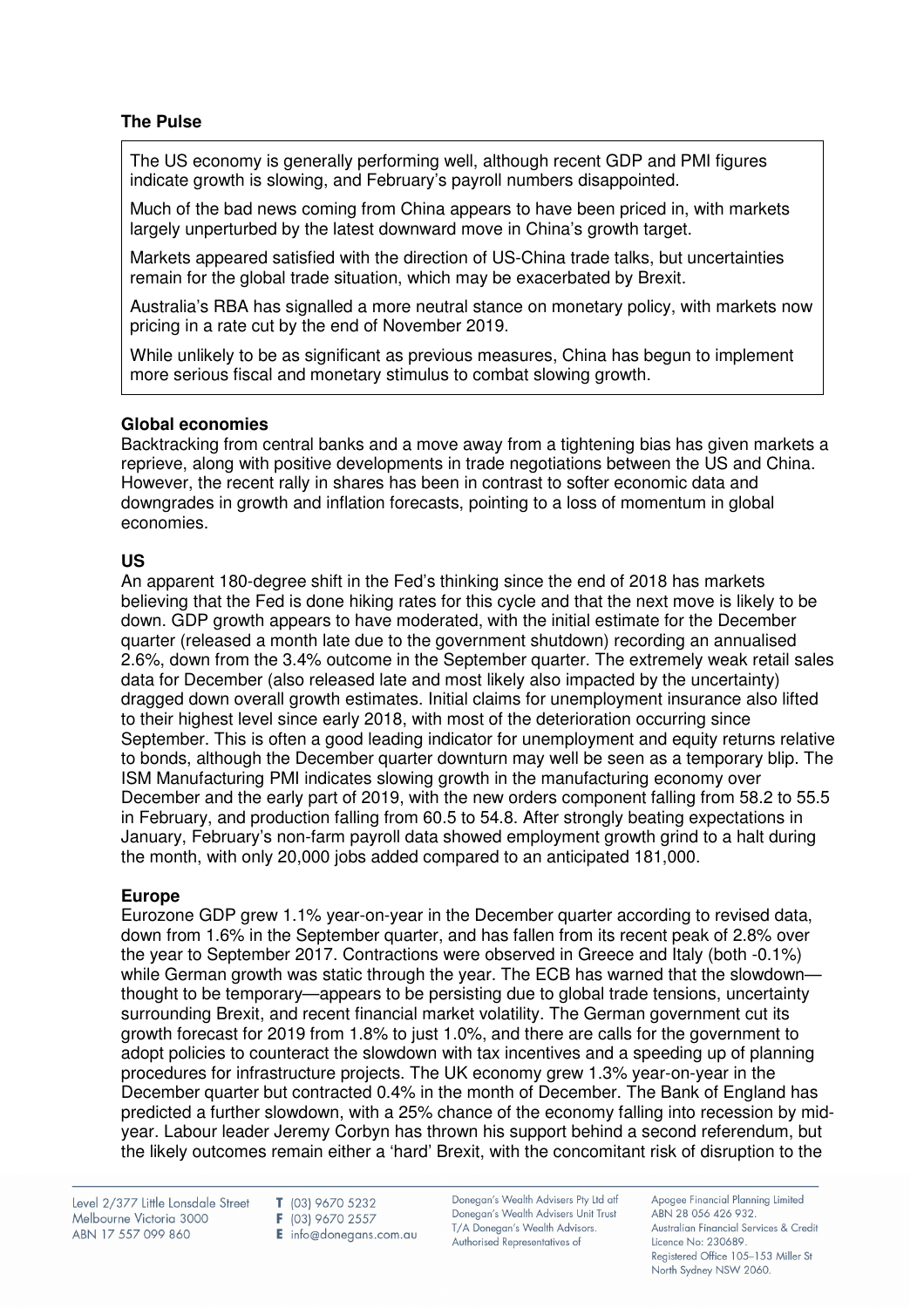## The Pulse

The US economy is generally performing well, although recent GDP and PMI figures indicate growth is slowing, and February's payroll numbers disappointed.

Much of the bad news coming from China appears to have been priced in, with markets largely unperturbed by the latest downward move in China's growth target.

Markets appeared satisfied with the direction of US-China trade talks, but uncertainties remain for the global trade situation, which may be exacerbated by Brexit.

Australia's RBA has signalled a more neutral stance on monetary policy, with markets now pricing in a rate cut by the end of November 2019.

While unlikely to be as significant as previous measures, China has begun to implement more serious fiscal and monetary stimulus to combat slowing growth.

### Global economies

Backtracking from central banks and a move away from a tightening bias has given markets a reprieve, along with positive developments in trade negotiations between the US and China. However, the recent rally in shares has been in contrast to softer economic data and downgrades in growth and inflation forecasts, pointing to a loss of momentum in global economies.

### US

An apparent 180-degree shift in the Fed's thinking since the end of 2018 has markets believing that the Fed is done hiking rates for this cycle and that the next move is likely to be down. GDP growth appears to have moderated, with the initial estimate for the December quarter (released a month late due to the government shutdown) recording an annualised 2.6%, down from the 3.4% outcome in the September quarter. The extremely weak retail sales data for December (also released late and most likely also impacted by the uncertainty) dragged down overall growth estimates. Initial claims for unemployment insurance also lifted to their highest level since early 2018, with most of the deterioration occurring since September. This is often a good leading indicator for unemployment and equity returns relative to bonds, although the December quarter downturn may well be seen as a temporary blip. The ISM Manufacturing PMI indicates slowing growth in the manufacturing economy over December and the early part of 2019, with the new orders component falling from 58.2 to 55.5 in February, and production falling from 60.5 to 54.8. After strongly beating expectations in January, February's non-farm payroll data showed employment growth grind to a halt during the month, with only 20,000 jobs added compared to an anticipated 181,000.

### Europe

Eurozone GDP grew 1.1% year-on-year in the December quarter according to revised data, down from 1.6% in the September quarter, and has fallen from its recent peak of 2.8% over the year to September 2017. Contractions were observed in Greece and Italy (both -0.1%) while German growth was static through the year. The ECB has warned that the slowdown—thought to be temporary—appears to be persisting due to global trade tensions, uncertainty surrounding Brexit, and recent financial market volatility. The German government cut its growth forecast for 2019 from 1.8% to just 1.0%, and there are calls for the government to adopt policies to counteract the slowdown with tax incentives and a speeding up of planning procedures for infrastructure projects. The UK economy grew 1.3% year-on-year in the December quarter but contracted 0.4% in the month of December. The Bank of England has predicted a further slowdown, with a 25% chance of the economy falling into recession by mid-year. Labour leader Jeremy Corbyn has thrown his support behind a second referendum, but the likely outcomes remain either a 'hard' Brexit, with the concomitant risk of disruption to the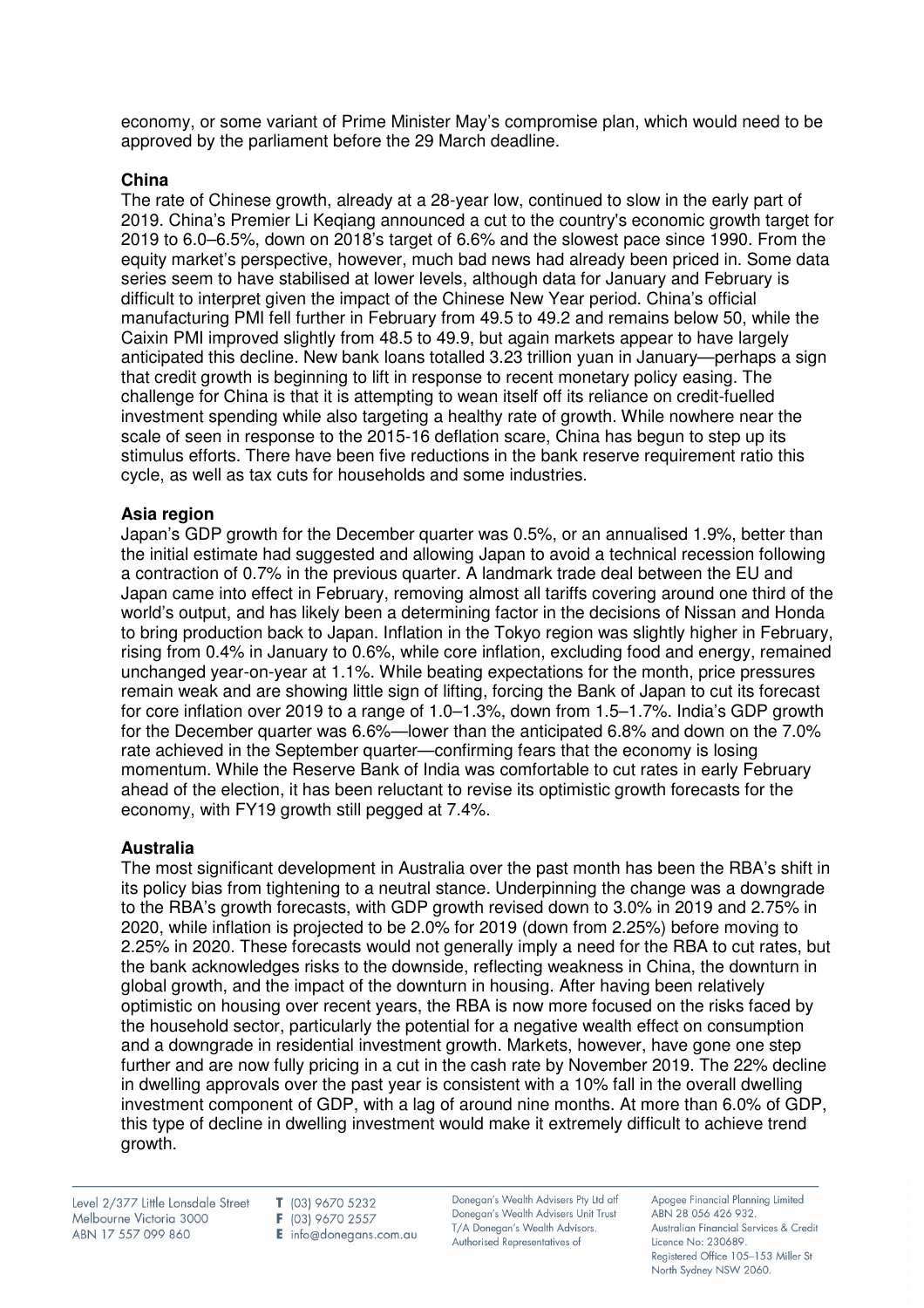economy, or some variant of Prime Minister May's compromise plan, which would need to be approved by the parliament before the 29 March deadline.

**China**

The rate of Chinese growth, already at a 28-year low, continued to slow in the early part of 2019. China's Premier Li Keqiang announced a cut to the country's economic growth target for 2019 to 6.0–6.5%, down on 2018's target of 6.6% and the slowest pace since 1990. From the equity market's perspective, however, much bad news had already been priced in. Some data series seem to have stabilised at lower levels, although data for January and February is difficult to interpret given the impact of the Chinese New Year period. China's official manufacturing PMI fell further in February from 49.5 to 49.2 and remains below 50, while the Caixin PMI improved slightly from 48.5 to 49.9, but again markets appear to have largely anticipated this decline. New bank loans totalled 3.23 trillion yuan in January—perhaps a sign that credit growth is beginning to lift in response to recent monetary policy easing. The challenge for China is that it is attempting to wean itself off its reliance on credit-fuelled investment spending while also targeting a healthy rate of growth. While nowhere near the scale of seen in response to the 2015-16 deflation scare, China has begun to step up its stimulus efforts. There have been five reductions in the bank reserve requirement ratio this cycle, as well as tax cuts for households and some industries.

**Asia region**

Japan's GDP growth for the December quarter was 0.5%, or an annualised 1.9%, better than the initial estimate had suggested and allowing Japan to avoid a technical recession following a contraction of 0.7% in the previous quarter. A landmark trade deal between the EU and Japan came into effect in February, removing almost all tariffs covering around one third of the world's output, and has likely been a determining factor in the decisions of Nissan and Honda to bring production back to Japan. Inflation in the Tokyo region was slightly higher in February, rising from 0.4% in January to 0.6%, while core inflation, excluding food and energy, remained unchanged year-on-year at 1.1%. While beating expectations for the month, price pressures remain weak and are showing little sign of lifting, forcing the Bank of Japan to cut its forecast for core inflation over 2019 to a range of 1.0–1.3%, down from 1.5–1.7%. India's GDP growth for the December quarter was 6.6%—lower than the anticipated 6.8% and down on the 7.0% rate achieved in the September quarter—confirming fears that the economy is losing momentum. While the Reserve Bank of India was comfortable to cut rates in early February ahead of the election, it has been reluctant to revise its optimistic growth forecasts for the economy, with FY19 growth still pegged at 7.4%.

**Australia**

The most significant development in Australia over the past month has been the RBA's shift in its policy bias from tightening to a neutral stance. Underpinning the change was a downgrade to the RBA's growth forecasts, with GDP growth revised down to 3.0% in 2019 and 2.75% in 2020, while inflation is projected to be 2.0% for 2019 (down from 2.25%) before moving to 2.25% in 2020. These forecasts would not generally imply a need for the RBA to cut rates, but the bank acknowledges risks to the downside, reflecting weakness in China, the downturn in global growth, and the impact of the downturn in housing. After having been relatively optimistic on housing over recent years, the RBA is now more focused on the risks faced by the household sector, particularly the potential for a negative wealth effect on consumption and a downgrade in residential investment growth. Markets, however, have gone one step further and are now fully pricing in a cut in the cash rate by November 2019. The 22% decline in dwelling approvals over the past year is consistent with a 10% fall in the overall dwelling investment component of GDP, with a lag of around nine months. At more than 6.0% of GDP, this type of decline in dwelling investment would make it extremely difficult to achieve trend growth.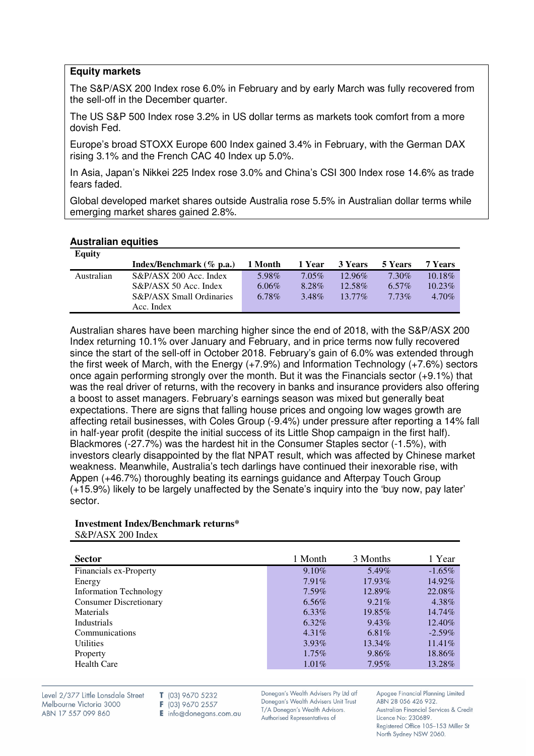## Equity markets

The S&P/ASX 200 Index rose 6.0% in February and by early March was fully recovered from the sell-off in the December quarter.

The US S&P 500 Index rose 3.2% in US dollar terms as markets took comfort from a more dovish Fed.

Europe's broad STOXX Europe 600 Index gained 3.4% in February, with the German DAX rising 3.1% and the French CAC 40 Index up 5.0%.

In Asia, Japan's Nikkei 225 Index rose 3.0% and China's CSI 300 Index rose 14.6% as trade fears faded.

Global developed market shares outside Australia rose 5.5% in Australian dollar terms while emerging market shares gained 2.8%.

### Australian equities

| Equity | Index/Benchmark (% p.a.) | 1 Month | 1 Year | 3 Years | 5 Years | 7 Years |
|---|---|---|---|---|---|---|
| Australian | S&P/ASX 200 Acc. Index | 5.98% | 7.05% | 12.96% | 7.30% | 10.18% |
| | S&P/ASX 50 Acc. Index | 6.06% | 8.28% | 12.58% | 6.57% | 10.23% |
| | S&P/ASX Small Ordinaries Acc. Index | 6.78% | 3.48% | 13.77% | 7.73% | 4.70% |

Australian shares have been marching higher since the end of 2018, with the S&P/ASX 200 Index returning 10.1% over January and February, and in price terms now fully recovered since the start of the sell-off in October 2018. February's gain of 6.0% was extended through the first week of March, with the Energy (+7.9%) and Information Technology (+7.6%) sectors once again performing strongly over the month. But it was the Financials sector (+9.1%) that was the real driver of returns, with the recovery in banks and insurance providers also offering a boost to asset managers. February's earnings season was mixed but generally beat expectations. There are signs that falling house prices and ongoing low wages growth are affecting retail businesses, with Coles Group (-9.4%) under pressure after reporting a 14% fall in half-year profit (despite the initial success of its Little Shop campaign in the first half). Blackmores (-27.7%) was the hardest hit in the Consumer Staples sector (-1.5%), with investors clearly disappointed by the flat NPAT result, which was affected by Chinese market weakness. Meanwhile, Australia's tech darlings have continued their inexorable rise, with Appen (+46.7%) thoroughly beating its earnings guidance and Afterpay Touch Group (+15.9%) likely to be largely unaffected by the Senate's inquiry into the 'buy now, pay later' sector.

**Investment Index/Benchmark returns***

S&P/ASX 200 Index

| Sector | 1 Month | 3 Months | 1 Year |
|---|---|---|---|
| Financials ex-Property | 9.10% | 5.49% | -1.65% |
| Energy | 7.91% | 17.93% | 14.92% |
| Information Technology | 7.59% | 12.89% | 22.08% |
| Consumer Discretionary | 6.56% | 9.21% | 4.38% |
| Materials | 6.33% | 19.85% | 14.74% |
| Industrials | 6.32% | 9.43% | 12.40% |
| Communications | 4.31% | 6.81% | -2.59% |
| Utilities | 3.93% | 13.34% | 11.41% |
| Property | 1.75% | 9.86% | 18.86% |
| Health Care | 1.01% | 7.95% | 13.28% |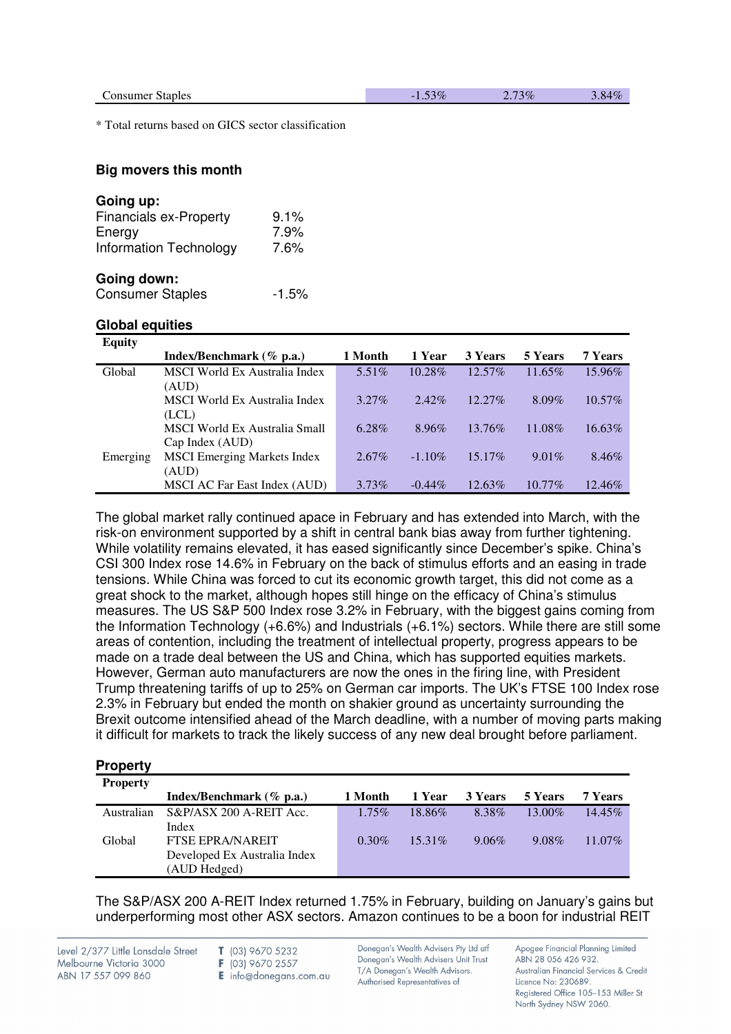| Consumer Staples | -1.53% | 2.73% | 3.84% |
|---|---|---|---|

* Total returns based on GICS sector classification

### Big movers this month

**Going up:**

| | |
|---|---|
| Financials ex-Property | 9.1% |
| Energy | 7.9% |
| Information Technology | 7.6% |

**Going down:**

| | |
|---|---|
| Consumer Staples | -1.5% |

### Global equities

| Equity | Index/Benchmark (% p.a.) | 1 Month | 1 Year | 3 Years | 5 Years | 7 Years |
|---|---|---|---|---|---|---|
| Global | MSCI World Ex Australia Index (AUD) | 5.51% | 10.28% | 12.57% | 11.65% | 15.96% |
| | MSCI World Ex Australia Index (LCL) | 3.27% | 2.42% | 12.27% | 8.09% | 10.57% |
| | MSCI World Ex Australia Small Cap Index (AUD) | 6.28% | 8.96% | 13.76% | 11.08% | 16.63% |
| Emerging | MSCI Emerging Markets Index (AUD) | 2.67% | -1.10% | 15.17% | 9.01% | 8.46% |
| | MSCI AC Far East Index (AUD) | 3.73% | -0.44% | 12.63% | 10.77% | 12.46% |

The global market rally continued apace in February and has extended into March, with the risk-on environment supported by a shift in central bank bias away from further tightening. While volatility remains elevated, it has eased significantly since December's spike. China's CSI 300 Index rose 14.6% in February on the back of stimulus efforts and an easing in trade tensions. While China was forced to cut its economic growth target, this did not come as a great shock to the market, although hopes still hinge on the efficacy of China's stimulus measures. The US S&P 500 Index rose 3.2% in February, with the biggest gains coming from the Information Technology (+6.6%) and Industrials (+6.1%) sectors. While there are still some areas of contention, including the treatment of intellectual property, progress appears to be made on a trade deal between the US and China, which has supported equities markets. However, German auto manufacturers are now the ones in the firing line, with President Trump threatening tariffs of up to 25% on German car imports. The UK's FTSE 100 Index rose 2.3% in February but ended the month on shakier ground as uncertainty surrounding the Brexit outcome intensified ahead of the March deadline, with a number of moving parts making it difficult for markets to track the likely success of any new deal brought before parliament.

### Property

| Property | Index/Benchmark (% p.a.) | 1 Month | 1 Year | 3 Years | 5 Years | 7 Years |
|---|---|---|---|---|---|---|
| Australian | S&P/ASX 200 A-REIT Acc. Index | 1.75% | 18.86% | 8.38% | 13.00% | 14.45% |
| Global | FTSE EPRA/NAREIT Developed Ex Australia Index (AUD Hedged) | 0.30% | 15.31% | 9.06% | 9.08% | 11.07% |

The S&P/ASX 200 A-REIT Index returned 1.75% in February, building on January's gains but underperforming most other ASX sectors. Amazon continues to be a boon for industrial REIT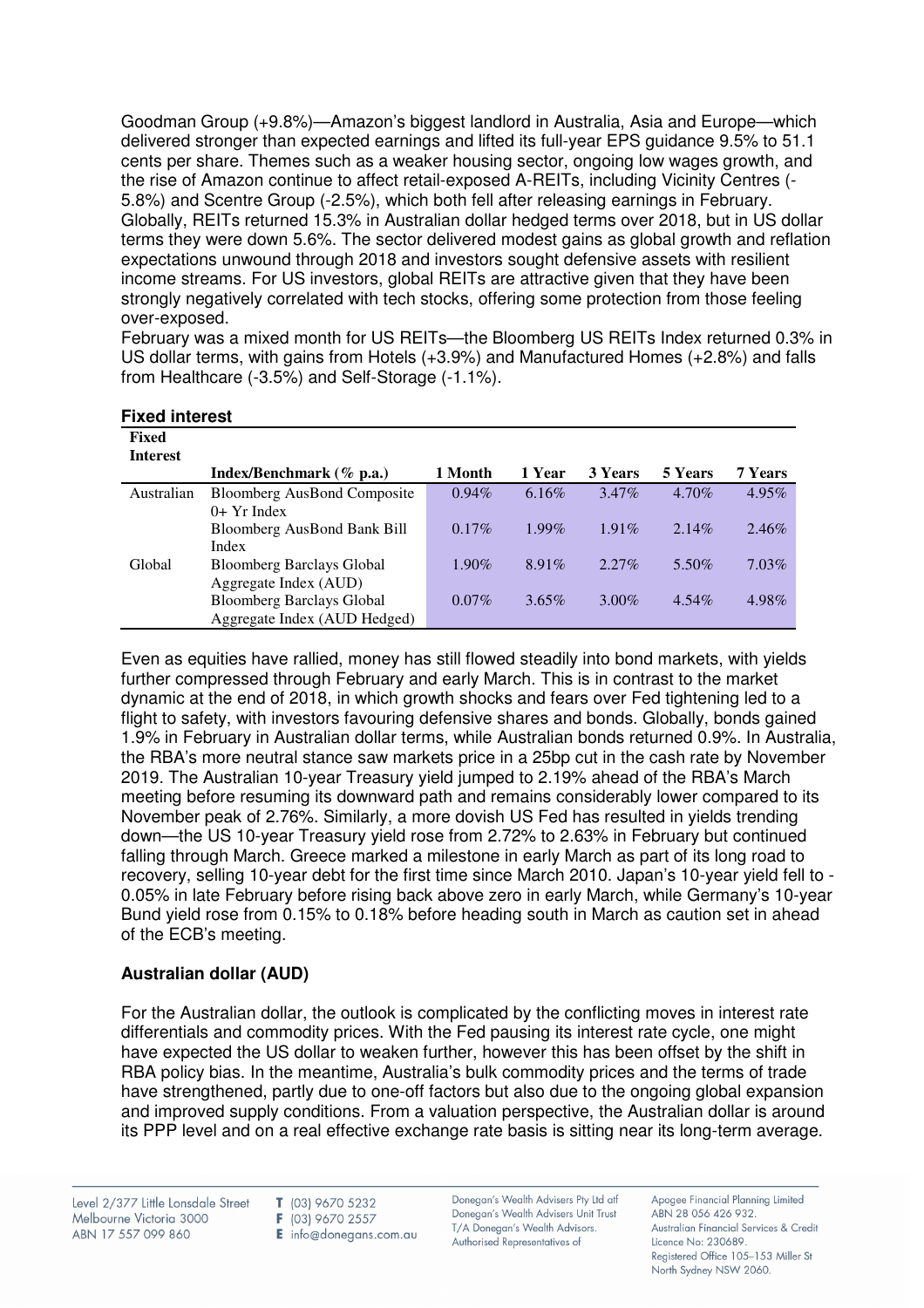Goodman Group (+9.8%)—Amazon's biggest landlord in Australia, Asia and Europe—which delivered stronger than expected earnings and lifted its full-year EPS guidance 9.5% to 51.1 cents per share. Themes such as a weaker housing sector, ongoing low wages growth, and the rise of Amazon continue to affect retail-exposed A-REITs, including Vicinity Centres (-5.8%) and Scentre Group (-2.5%), which both fell after releasing earnings in February. Globally, REITs returned 15.3% in Australian dollar hedged terms over 2018, but in US dollar terms they were down 5.6%. The sector delivered modest gains as global growth and reflation expectations unwound through 2018 and investors sought defensive assets with resilient income streams. For US investors, global REITs are attractive given that they have been strongly negatively correlated with tech stocks, offering some protection from those feeling over-exposed.

February was a mixed month for US REITs—the Bloomberg US REITs Index returned 0.3% in US dollar terms, with gains from Hotels (+3.9%) and Manufactured Homes (+2.8%) and falls from Healthcare (-3.5%) and Self-Storage (-1.1%).

**Fixed interest**

| Fixed Interest | Index/Benchmark (% p.a.) | 1 Month | 1 Year | 3 Years | 5 Years | 7 Years |
|---|---|---|---|---|---|---|
| Australian | Bloomberg AusBond Composite 0+ Yr Index | 0.94% | 6.16% | 3.47% | 4.70% | 4.95% |
| | Bloomberg AusBond Bank Bill Index | 0.17% | 1.99% | 1.91% | 2.14% | 2.46% |
| Global | Bloomberg Barclays Global Aggregate Index (AUD) | 1.90% | 8.91% | 2.27% | 5.50% | 7.03% |
| | Bloomberg Barclays Global Aggregate Index (AUD Hedged) | 0.07% | 3.65% | 3.00% | 4.54% | 4.98% |

Even as equities have rallied, money has still flowed steadily into bond markets, with yields further compressed through February and early March. This is in contrast to the market dynamic at the end of 2018, in which growth shocks and fears over Fed tightening led to a flight to safety, with investors favouring defensive shares and bonds. Globally, bonds gained 1.9% in February in Australian dollar terms, while Australian bonds returned 0.9%. In Australia, the RBA's more neutral stance saw markets price in a 25bp cut in the cash rate by November 2019. The Australian 10-year Treasury yield jumped to 2.19% ahead of the RBA's March meeting before resuming its downward path and remains considerably lower compared to its November peak of 2.76%. Similarly, a more dovish US Fed has resulted in yields trending down—the US 10-year Treasury yield rose from 2.72% to 2.63% in February but continued falling through March. Greece marked a milestone in early March as part of its long road to recovery, selling 10-year debt for the first time since March 2010. Japan's 10-year yield fell to -0.05% in late February before rising back above zero in early March, while Germany's 10-year Bund yield rose from 0.15% to 0.18% before heading south in March as caution set in ahead of the ECB's meeting.

**Australian dollar (AUD)**

For the Australian dollar, the outlook is complicated by the conflicting moves in interest rate differentials and commodity prices. With the Fed pausing its interest rate cycle, one might have expected the US dollar to weaken further, however this has been offset by the shift in RBA policy bias. In the meantime, Australia's bulk commodity prices and the terms of trade have strengthened, partly due to one-off factors but also due to the ongoing global expansion and improved supply conditions. From a valuation perspective, the Australian dollar is around its PPP level and on a real effective exchange rate basis is sitting near its long-term average.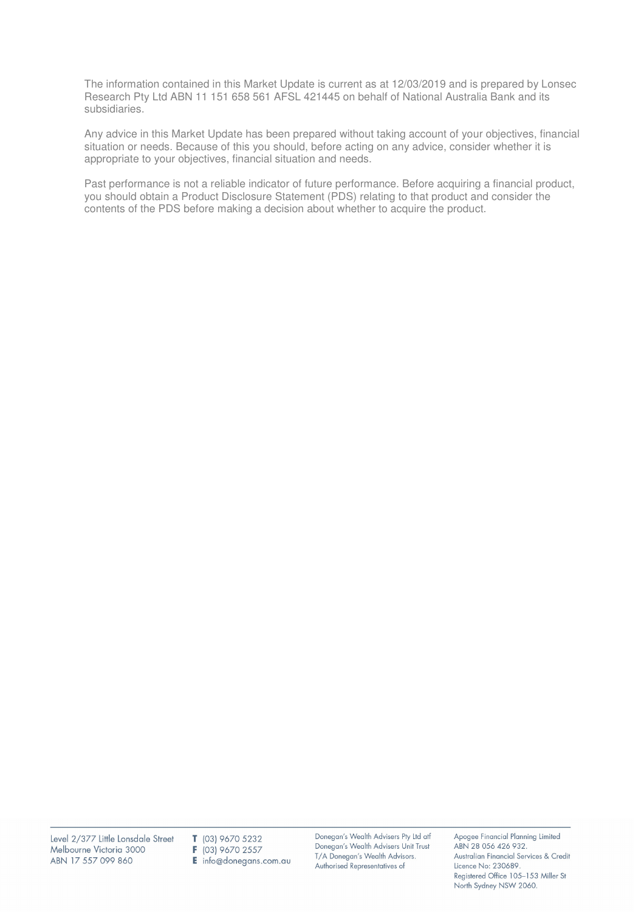The information contained in this Market Update is current as at 12/03/2019 and is prepared by Lonsec Research Pty Ltd ABN 11 151 658 561 AFSL 421445 on behalf of National Australia Bank and its subsidiaries.

Any advice in this Market Update has been prepared without taking account of your objectives, financial situation or needs. Because of this you should, before acting on any advice, consider whether it is appropriate to your objectives, financial situation and needs.

Past performance is not a reliable indicator of future performance. Before acquiring a financial product, you should obtain a Product Disclosure Statement (PDS) relating to that product and consider the contents of the PDS before making a decision about whether to acquire the product.

Level 2/377 Little Lonsdale Street
Melbourne Victoria 3000
ABN 17 557 099 860

**T** (03) 9670 5232
**F** (03) 9670 2557
**E** info@donegans.com.au

Donegan's Wealth Advisers Pty Ltd atf Donegan's Wealth Advisers Unit Trust T/A Donegan's Wealth Advisors. Authorised Representatives of

Apogee Financial Planning Limited ABN 28 056 426 932. Australian Financial Services & Credit Licence No: 230689. Registered Office 105–153 Miller St North Sydney NSW 2060.